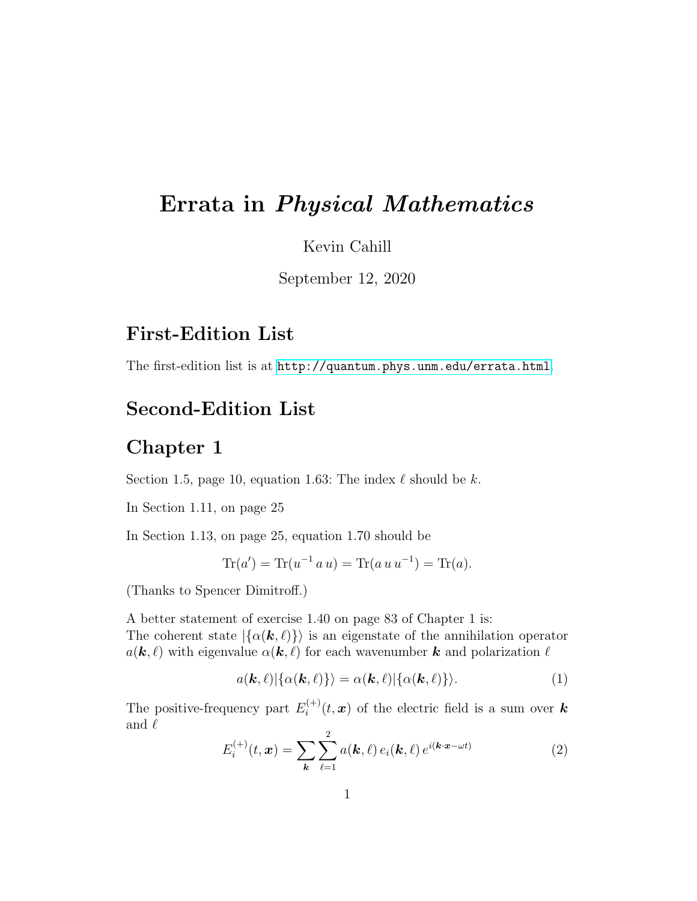# Errata in *Physical Mathematics*

Kevin Cahill

September 12, 2020

## First-Edition List

The first-edition list is at http://quantum.phys.unm.edu/errata.html.

## Second-Edition List

## Chapter 1

Section 1.5, page 10, equation 1.63: The index $\ell$ should be $k$.

In Section 1.11, on page 25

In Section 1.13, on page 25, equation 1.70 should be

$$\text{Tr}(a') = \text{Tr}(u^{-1}\, a\, u) = \text{Tr}(a\, u\, u^{-1}) = \text{Tr}(a).$$

(Thanks to Spencer Dimitroff.)

A better statement of exercise 1.40 on page 83 of Chapter 1 is:
The coherent state $|\{\alpha(\boldsymbol{k}, \ell)\}\rangle$ is an eigenstate of the annihilation operator $a(\boldsymbol{k}, \ell)$ with eigenvalue $\alpha(\boldsymbol{k}, \ell)$ for each wavenumber $\boldsymbol{k}$ and polarization $\ell$

$$a(\boldsymbol{k}, \ell)|\{\alpha(\boldsymbol{k}, \ell)\}\rangle = \alpha(\boldsymbol{k}, \ell)|\{\alpha(\boldsymbol{k}, \ell)\}\rangle. \tag{1}$$

The positive-frequency part $E_i^{(+)}(t, \boldsymbol{x})$ of the electric field is a sum over $\boldsymbol{k}$ and $\ell$

$$E_i^{(+)}(t, \boldsymbol{x}) = \sum_{\boldsymbol{k}} \sum_{\ell=1}^{2} a(\boldsymbol{k}, \ell)\, e_i(\boldsymbol{k}, \ell)\, e^{i(\boldsymbol{k}\cdot\boldsymbol{x} - \omega t)} \tag{2}$$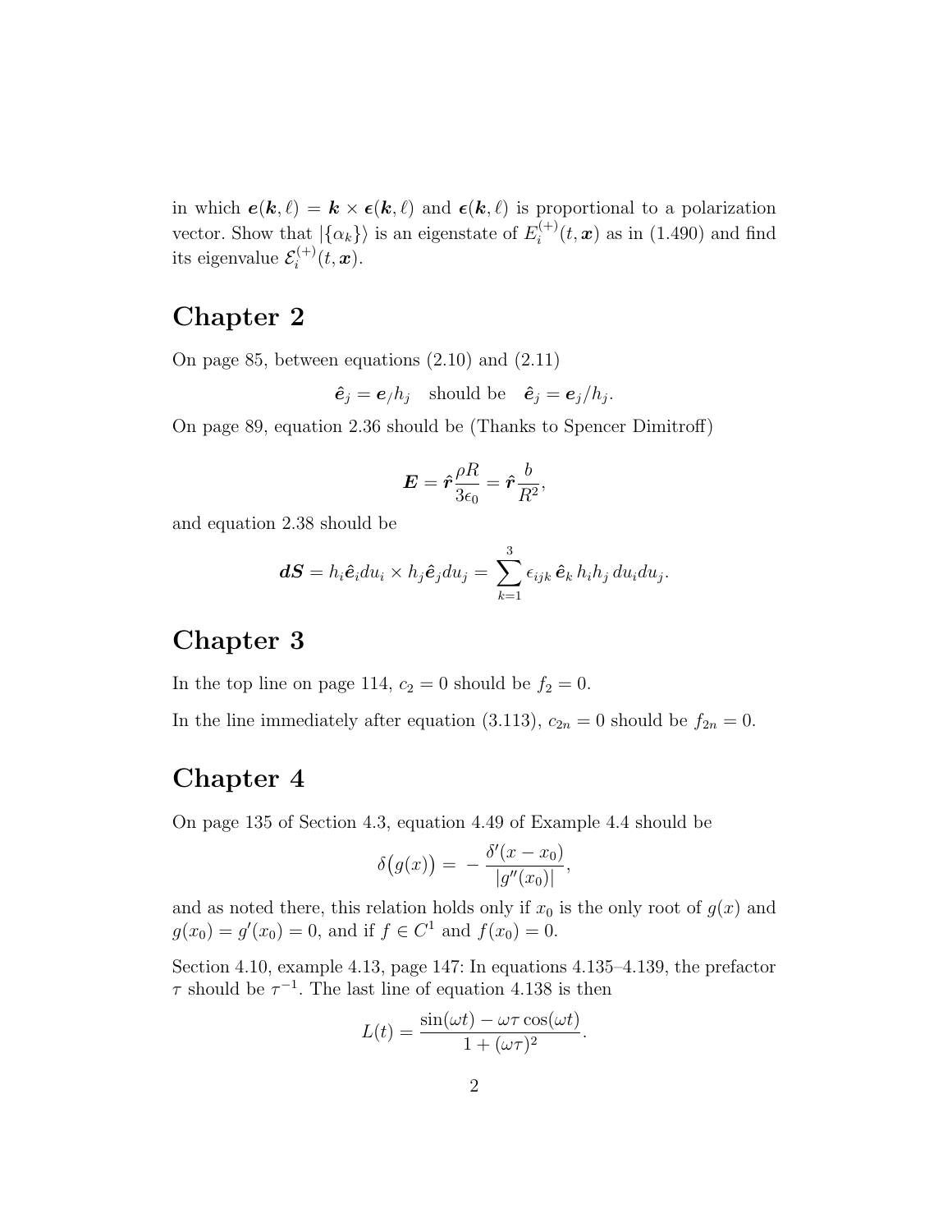in which $\boldsymbol{e}(\boldsymbol{k},\ell) = \boldsymbol{k} \times \boldsymbol{\epsilon}(\boldsymbol{k},\ell)$ and $\boldsymbol{\epsilon}(\boldsymbol{k},\ell)$ is proportional to a polarization vector. Show that $|\{\alpha_k\}\rangle$ is an eigenstate of $E_i^{(+)}(t,\boldsymbol{x})$ as in (1.490) and find its eigenvalue $\mathcal{E}_i^{(+)}(t,\boldsymbol{x})$.

# Chapter 2

On page 85, between equations (2.10) and (2.11)

$$\hat{\boldsymbol{e}}_j = \boldsymbol{e}_/h_j \quad \text{should be} \quad \hat{\boldsymbol{e}}_j = \boldsymbol{e}_j/h_j.$$

On page 89, equation 2.36 should be (Thanks to Spencer Dimitroff)

$$\boldsymbol{E} = \hat{\boldsymbol{r}}\frac{\rho R}{3\epsilon_0} = \hat{\boldsymbol{r}}\frac{b}{R^2},$$

and equation 2.38 should be

$$\boldsymbol{dS} = h_i \hat{\boldsymbol{e}}_i du_i \times h_j \hat{\boldsymbol{e}}_j du_j = \sum_{k=1}^{3} \epsilon_{ijk}\, \hat{\boldsymbol{e}}_k \, h_i h_j \, du_i du_j.$$

# Chapter 3

In the top line on page 114, $c_2 = 0$ should be $f_2 = 0$.

In the line immediately after equation (3.113), $c_{2n} = 0$ should be $f_{2n} = 0$.

# Chapter 4

On page 135 of Section 4.3, equation 4.49 of Example 4.4 should be

$$\delta\big(g(x)\big) = -\frac{\delta'(x - x_0)}{|g''(x_0)|},$$

and as noted there, this relation holds only if $x_0$ is the only root of $g(x)$ and $g(x_0) = g'(x_0) = 0$, and if $f \in C^1$ and $f(x_0) = 0$.

Section 4.10, example 4.13, page 147: In equations 4.135–4.139, the prefactor $\tau$ should be $\tau^{-1}$. The last line of equation 4.138 is then

$$L(t) = \frac{\sin(\omega t) - \omega\tau\cos(\omega t)}{1 + (\omega\tau)^2}.$$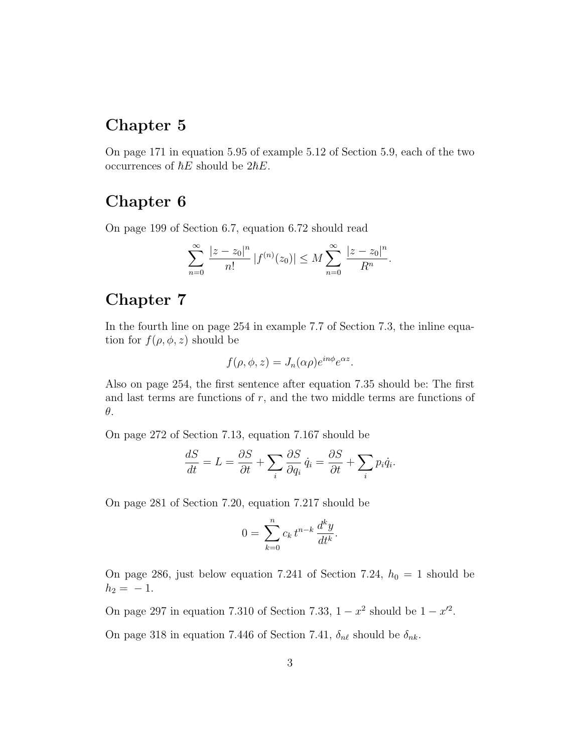# Chapter 5

On page 171 in equation 5.95 of example 5.12 of Section 5.9, each of the two occurrences of $\hbar E$ should be $2\hbar E$.

# Chapter 6

On page 199 of Section 6.7, equation 6.72 should read

$$\sum_{n=0}^{\infty} \frac{|z-z_0|^n}{n!} \, |f^{(n)}(z_0)| \leq M \sum_{n=0}^{\infty} \frac{|z-z_0|^n}{R^n}.$$

# Chapter 7

In the fourth line on page 254 in example 7.7 of Section 7.3, the inline equation for $f(\rho, \phi, z)$ should be

$$f(\rho, \phi, z) = J_n(\alpha\rho) e^{in\phi} e^{\alpha z}.$$

Also on page 254, the first sentence after equation 7.35 should be: The first and last terms are functions of $r$, and the two middle terms are functions of $\theta$.

On page 272 of Section 7.13, equation 7.167 should be

$$\frac{dS}{dt} = L = \frac{\partial S}{\partial t} + \sum_i \frac{\partial S}{\partial q_i} \, \dot{q}_i = \frac{\partial S}{\partial t} + \sum_i p_i \dot{q}_i.$$

On page 281 of Section 7.20, equation 7.217 should be

$$0 = \sum_{k=0}^{n} c_k \, t^{n-k} \, \frac{d^k y}{dt^k}.$$

On page 286, just below equation 7.241 of Section 7.24, $h_0 = 1$ should be $h_2 = -1$.

On page 297 in equation 7.310 of Section 7.33, $1 - x^2$ should be $1 - x'^2$.

On page 318 in equation 7.446 of Section 7.41, $\delta_{n\ell}$ should be $\delta_{nk}$.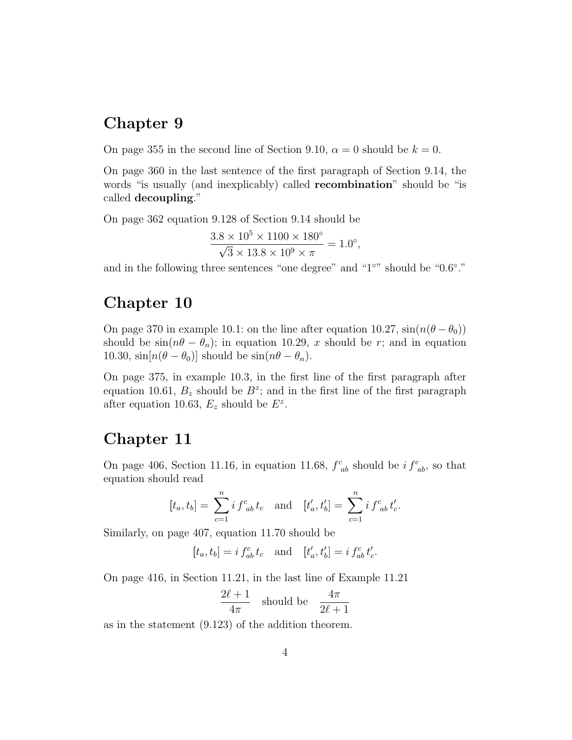# Chapter 9

On page 355 in the second line of Section 9.10, $\alpha = 0$ should be $k = 0$.

On page 360 in the last sentence of the first paragraph of Section 9.14, the words "is usually (and inexplicably) called **recombination**" should be "is called **decoupling**."

On page 362 equation 9.128 of Section 9.14 should be

$$\frac{3.8 \times 10^5 \times 1100 \times 180^\circ}{\sqrt{3} \times 13.8 \times 10^9 \times \pi} = 1.0^\circ,$$

and in the following three sentences "one degree" and "1°" should be "0.6°."

# Chapter 10

On page 370 in example 10.1: on the line after equation 10.27, $\sin(n(\theta - \theta_0))$ should be $\sin(n\theta - \theta_n)$; in equation 10.29, $x$ should be $r$; and in equation 10.30, $\sin[n(\theta - \theta_0)]$ should be $\sin(n\theta - \theta_n)$.

On page 375, in example 10.3, in the first line of the first paragraph after equation 10.61, $B_z$ should be $B^z$; and in the first line of the first paragraph after equation 10.63, $E_z$ should be $E^z$.

# Chapter 11

On page 406, Section 11.16, in equation 11.68, $f^c{}_{ab}$ should be $i\, f^c{}_{ab}$, so that equation should read

$$[t_a, t_b] = \sum_{c=1}^{n} i\, f^c{}_{ab}\, t_c \quad \text{and} \quad [t'_a, t'_b] = \sum_{c=1}^{n} i\, f^c{}_{ab}\, t'_c.$$

Similarly, on page 407, equation 11.70 should be

$$[t_a, t_b] = i\, f^c_{ab}\, t_c \quad \text{and} \quad [t'_a, t'_b] = i\, f^c_{ab}\, t'_c.$$

On page 416, in Section 11.21, in the last line of Example 11.21

$$\frac{2\ell + 1}{4\pi} \quad \text{should be} \quad \frac{4\pi}{2\ell + 1}$$

as in the statement (9.123) of the addition theorem.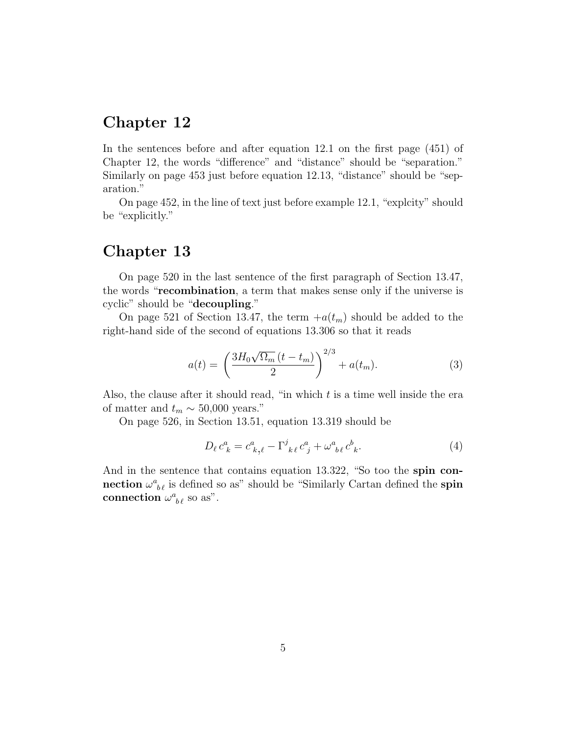## Chapter 12

In the sentences before and after equation 12.1 on the first page (451) of Chapter 12, the words "difference" and "distance" should be "separation." Similarly on page 453 just before equation 12.13, "distance" should be "separation."

On page 452, in the line of text just before example 12.1, "explcity" should be "explicitly."

## Chapter 13

On page 520 in the last sentence of the first paragraph of Section 13.47, the words "**recombination**, a term that makes sense only if the universe is cyclic" should be "**decoupling**."

On page 521 of Section 13.47, the term $+a(t_m)$ should be added to the right-hand side of the second of equations 13.306 so that it reads

$$a(t) = \left( \frac{3H_0\sqrt{\Omega_m}\,(t - t_m)}{2} \right)^{2/3} + a(t_m). \tag{3}$$

Also, the clause after it should read, "in which $t$ is a time well inside the era of matter and $t_m \sim 50{,}000$ years."

On page 526, in Section 13.51, equation 13.319 should be

$$D_\ell \, c^a{}_k = c^a{}_{k,\ell} - \Gamma^j{}_{k\,\ell} \, c^a{}_j + \omega^a{}_{b\,\ell} \, c^b{}_k. \tag{4}$$

And in the sentence that contains equation 13.322, "So too the **spin connection** $\omega^a{}_{b\,\ell}$ is defined so as" should be "Similarly Cartan defined the **spin connection** $\omega^a{}_{b\,\ell}$ so as".